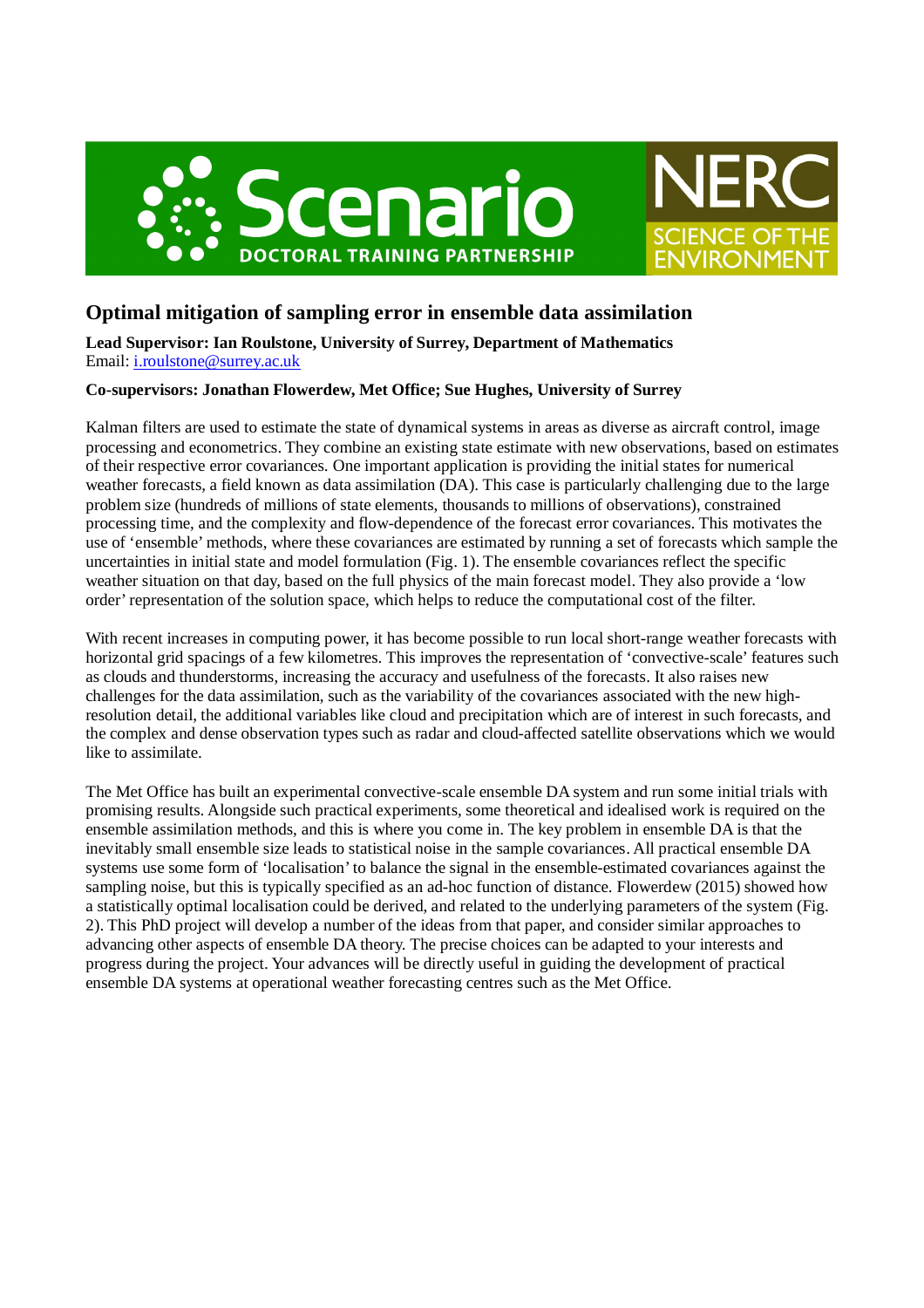# Optimal mitigation of sampling error in ensemble data assimilation

**Lead Supervisor: Ian Roulstone, University of Surrey, Department of Mathematics**
Email: i.roulstone@surrey.ac.uk

**Co-supervisors: Jonathan Flowerdew, Met Office; Sue Hughes, University of Surrey**

Kalman filters are used to estimate the state of dynamical systems in areas as diverse as aircraft control, image processing and econometrics. They combine an existing state estimate with new observations, based on estimates of their respective error covariances. One important application is providing the initial states for numerical weather forecasts, a field known as data assimilation (DA). This case is particularly challenging due to the large problem size (hundreds of millions of state elements, thousands to millions of observations), constrained processing time, and the complexity and flow-dependence of the forecast error covariances. This motivates the use of 'ensemble' methods, where these covariances are estimated by running a set of forecasts which sample the uncertainties in initial state and model formulation (Fig. 1). The ensemble covariances reflect the specific weather situation on that day, based on the full physics of the main forecast model. They also provide a 'low order' representation of the solution space, which helps to reduce the computational cost of the filter.

With recent increases in computing power, it has become possible to run local short-range weather forecasts with horizontal grid spacings of a few kilometres. This improves the representation of 'convective-scale' features such as clouds and thunderstorms, increasing the accuracy and usefulness of the forecasts. It also raises new challenges for the data assimilation, such as the variability of the covariances associated with the new high-resolution detail, the additional variables like cloud and precipitation which are of interest in such forecasts, and the complex and dense observation types such as radar and cloud-affected satellite observations which we would like to assimilate.

The Met Office has built an experimental convective-scale ensemble DA system and run some initial trials with promising results. Alongside such practical experiments, some theoretical and idealised work is required on the ensemble assimilation methods, and this is where you come in. The key problem in ensemble DA is that the inevitably small ensemble size leads to statistical noise in the sample covariances. All practical ensemble DA systems use some form of 'localisation' to balance the signal in the ensemble-estimated covariances against the sampling noise, but this is typically specified as an ad-hoc function of distance. Flowerdew (2015) showed how a statistically optimal localisation could be derived, and related to the underlying parameters of the system (Fig. 2). This PhD project will develop a number of the ideas from that paper, and consider similar approaches to advancing other aspects of ensemble DA theory. The precise choices can be adapted to your interests and progress during the project. Your advances will be directly useful in guiding the development of practical ensemble DA systems at operational weather forecasting centres such as the Met Office.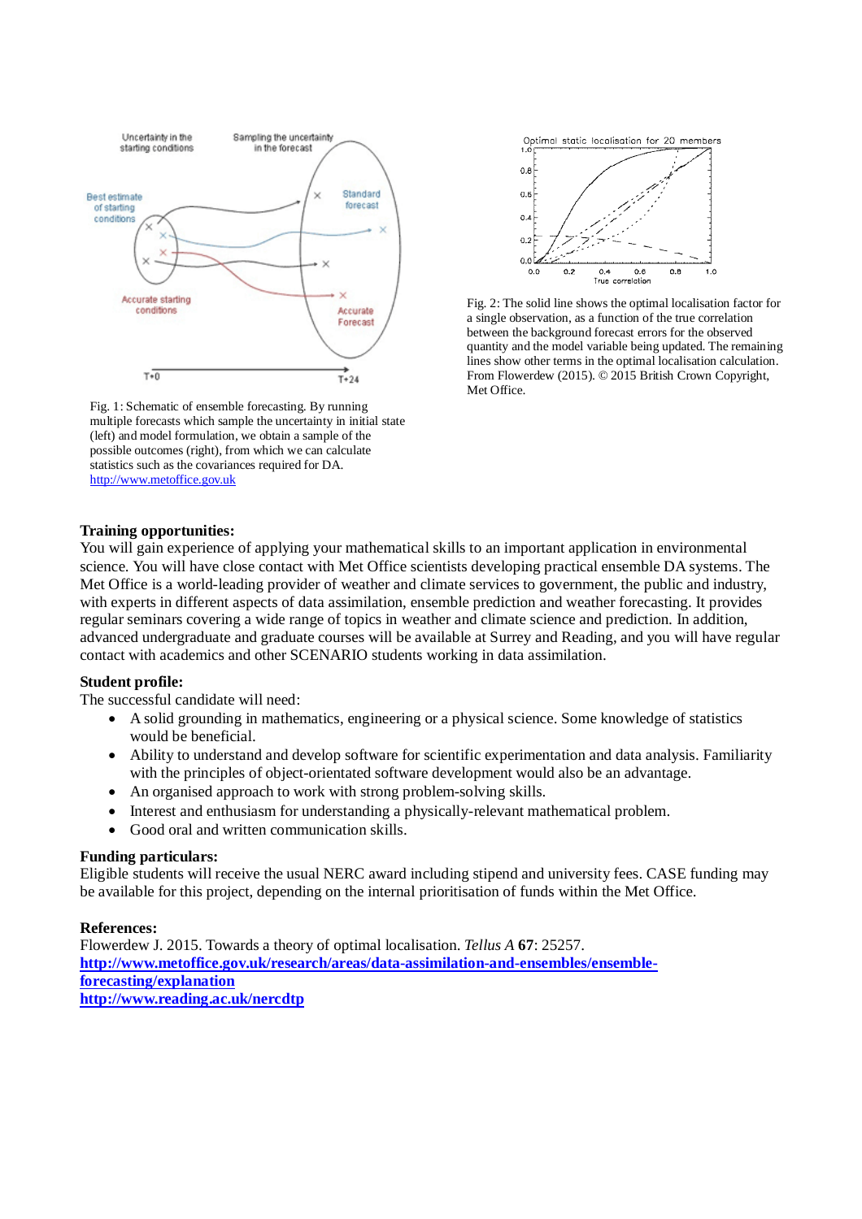Uncertainty in the starting conditions

Sampling the uncertainty in the forecast

Best estimate of starting conditions

Standard forecast

Accurate starting conditions

Accurate Forecast

T+0

T+24

Fig. 1: Schematic of ensemble forecasting. By running multiple forecasts which sample the uncertainty in initial state (left) and model formulation, we obtain a sample of the possible outcomes (right), from which we can calculate statistics such as the covariances required for DA. http://www.metoffice.gov.uk

Optimal static localisation for 20 members

1.0
0.8
0.6
0.4
0.2
0.0

0.0 0.2 0.4 0.6 0.8 1.0

True correlation

Fig. 2: The solid line shows the optimal localisation factor for a single observation, as a function of the true correlation between the background forecast errors for the observed quantity and the model variable being updated. The remaining lines show other terms in the optimal localisation calculation. From Flowerdew (2015). © 2015 British Crown Copyright, Met Office.

**Training opportunities:**
You will gain experience of applying your mathematical skills to an important application in environmental science. You will have close contact with Met Office scientists developing practical ensemble DA systems. The Met Office is a world-leading provider of weather and climate services to government, the public and industry, with experts in different aspects of data assimilation, ensemble prediction and weather forecasting. It provides regular seminars covering a wide range of topics in weather and climate science and prediction. In addition, advanced undergraduate and graduate courses will be available at Surrey and Reading, and you will have regular contact with academics and other SCENARIO students working in data assimilation.

**Student profile:**
The successful candidate will need:

- A solid grounding in mathematics, engineering or a physical science. Some knowledge of statistics would be beneficial.
- Ability to understand and develop software for scientific experimentation and data analysis. Familiarity with the principles of object-orientated software development would also be an advantage.
- An organised approach to work with strong problem-solving skills.
- Interest and enthusiasm for understanding a physically-relevant mathematical problem.
- Good oral and written communication skills.

**Funding particulars:**
Eligible students will receive the usual NERC award including stipend and university fees. CASE funding may be available for this project, depending on the internal prioritisation of funds within the Met Office.

**References:**
Flowerdew J. 2015. Towards a theory of optimal localisation. *Tellus A* **67**: 25257.
**http://www.metoffice.gov.uk/research/areas/data-assimilation-and-ensembles/ensemble-forecasting/explanation**
**http://www.reading.ac.uk/nercdtp**